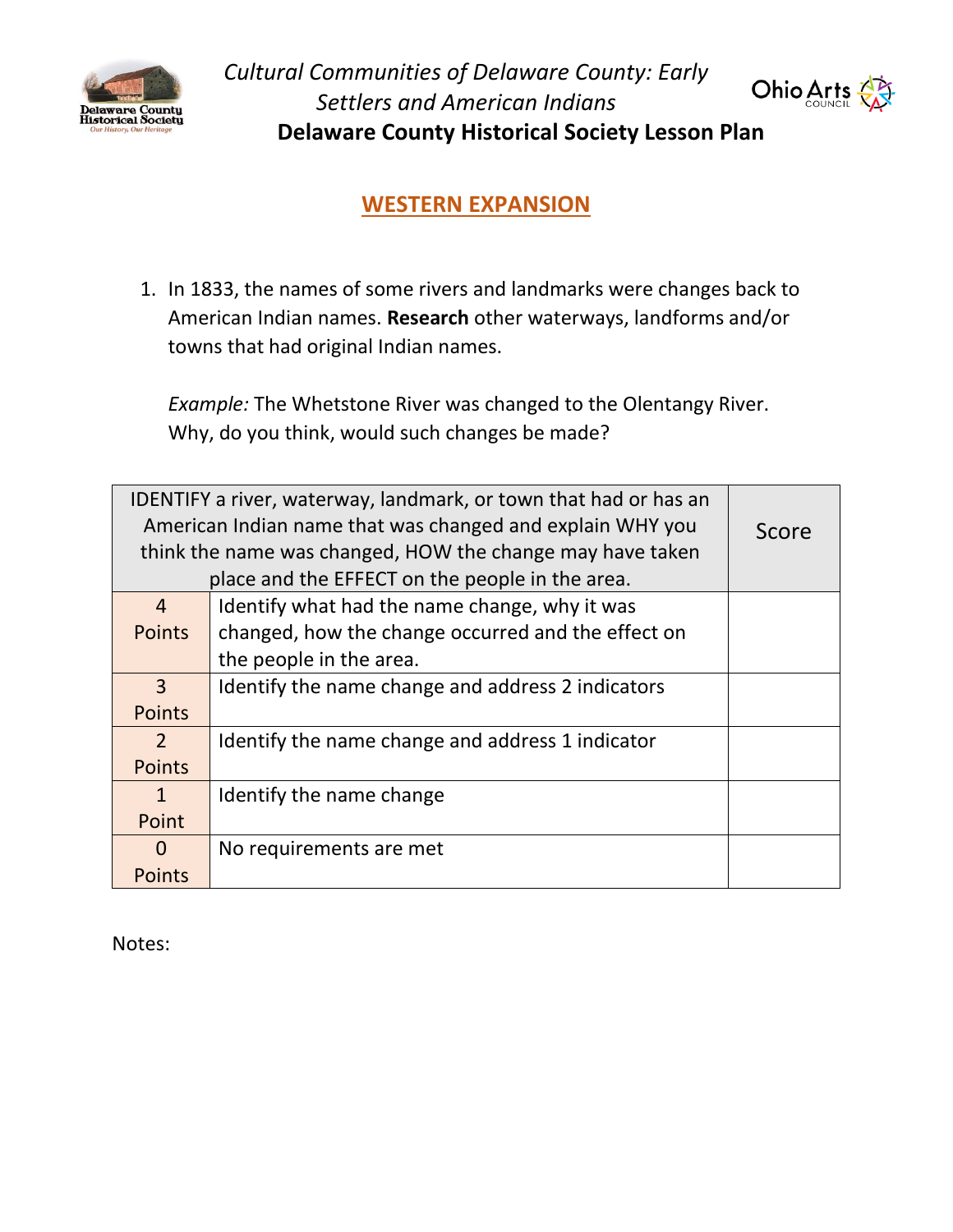*Cultural Communities of Delaware County: Early Settlers and American Indians*

**Delaware County Historical Society Lesson Plan**

## WESTERN EXPANSION

1. In 1833, the names of some rivers and landmarks were changes back to American Indian names. **Research** other waterways, landforms and/or towns that had original Indian names.

   *Example:* The Whetstone River was changed to the Olentangy River. Why, do you think, would such changes be made?

| IDENTIFY a river, waterway, landmark, or town that had or has an American Indian name that was changed and explain WHY you think the name was changed, HOW the change may have taken place and the EFFECT on the people in the area. | | Score |
|---|---|---|
| 4 Points | Identify what had the name change, why it was changed, how the change occurred and the effect on the people in the area. | |
| 3 Points | Identify the name change and address 2 indicators | |
| 2 Points | Identify the name change and address 1 indicator | |
| 1 Point | Identify the name change | |
| 0 Points | No requirements are met | |

Notes: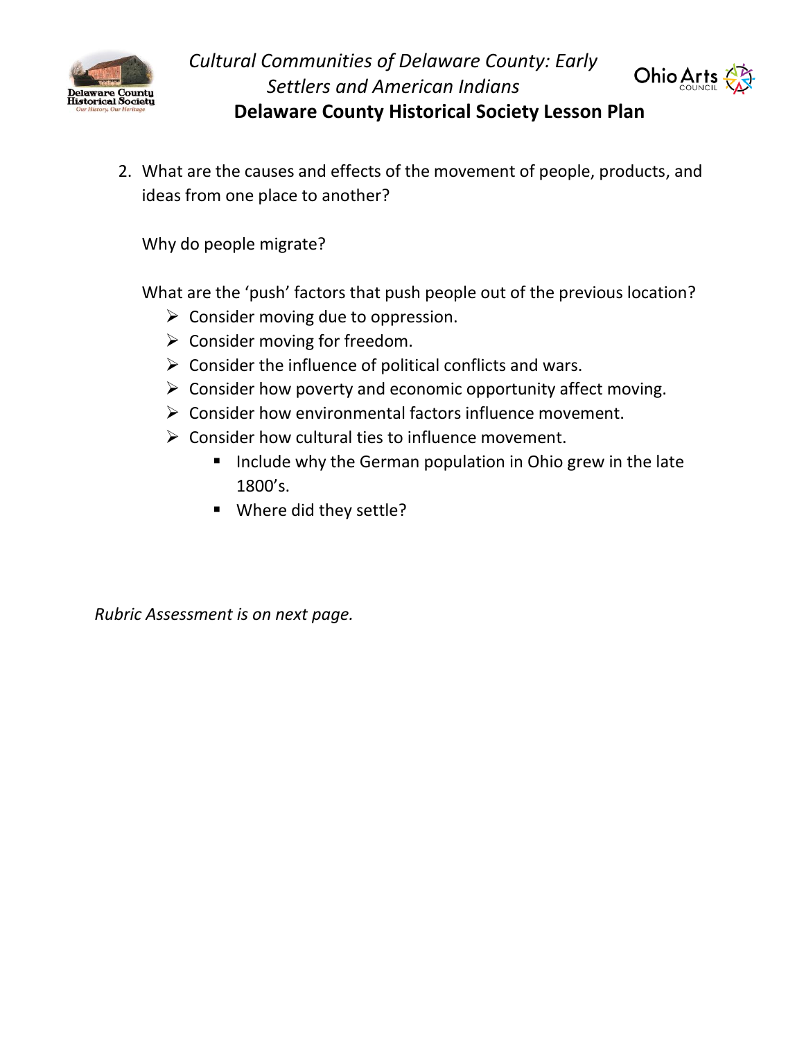2. What are the causes and effects of the movement of people, products, and ideas from one place to another?

   Why do people migrate?

   What are the 'push' factors that push people out of the previous location?

   - Consider moving due to oppression.
   - Consider moving for freedom.
   - Consider the influence of political conflicts and wars.
   - Consider how poverty and economic opportunity affect moving.
   - Consider how environmental factors influence movement.
   - Consider how cultural ties to influence movement.
     - Include why the German population in Ohio grew in the late 1800's.
     - Where did they settle?

*Rubric Assessment is on next page.*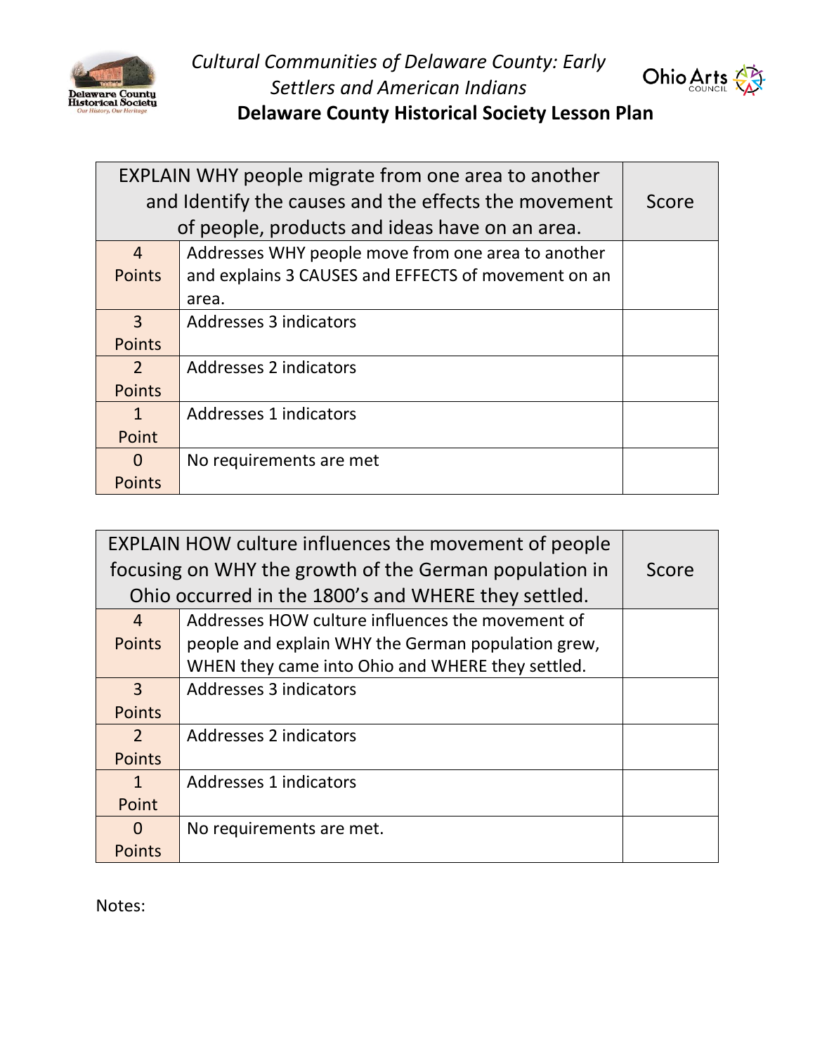*Cultural Communities of Delaware County: Early Settlers and American Indians*

**Delaware County Historical Society Lesson Plan**

| EXPLAIN WHY people migrate from one area to another and Identify the causes and the effects the movement of people, products and ideas have on an area. | | Score |
|---|---|---|
| 4 Points | Addresses WHY people move from one area to another and explains 3 CAUSES and EFFECTS of movement on an area. | |
| 3 Points | Addresses 3 indicators | |
| 2 Points | Addresses 2 indicators | |
| 1 Point | Addresses 1 indicators | |
| 0 Points | No requirements are met | |

| EXPLAIN HOW culture influences the movement of people focusing on WHY the growth of the German population in Ohio occurred in the 1800's and WHERE they settled. | | Score |
|---|---|---|
| 4 Points | Addresses HOW culture influences the movement of people and explain WHY the German population grew, WHEN they came into Ohio and WHERE they settled. | |
| 3 Points | Addresses 3 indicators | |
| 2 Points | Addresses 2 indicators | |
| 1 Point | Addresses 1 indicators | |
| 0 Points | No requirements are met. | |

Notes: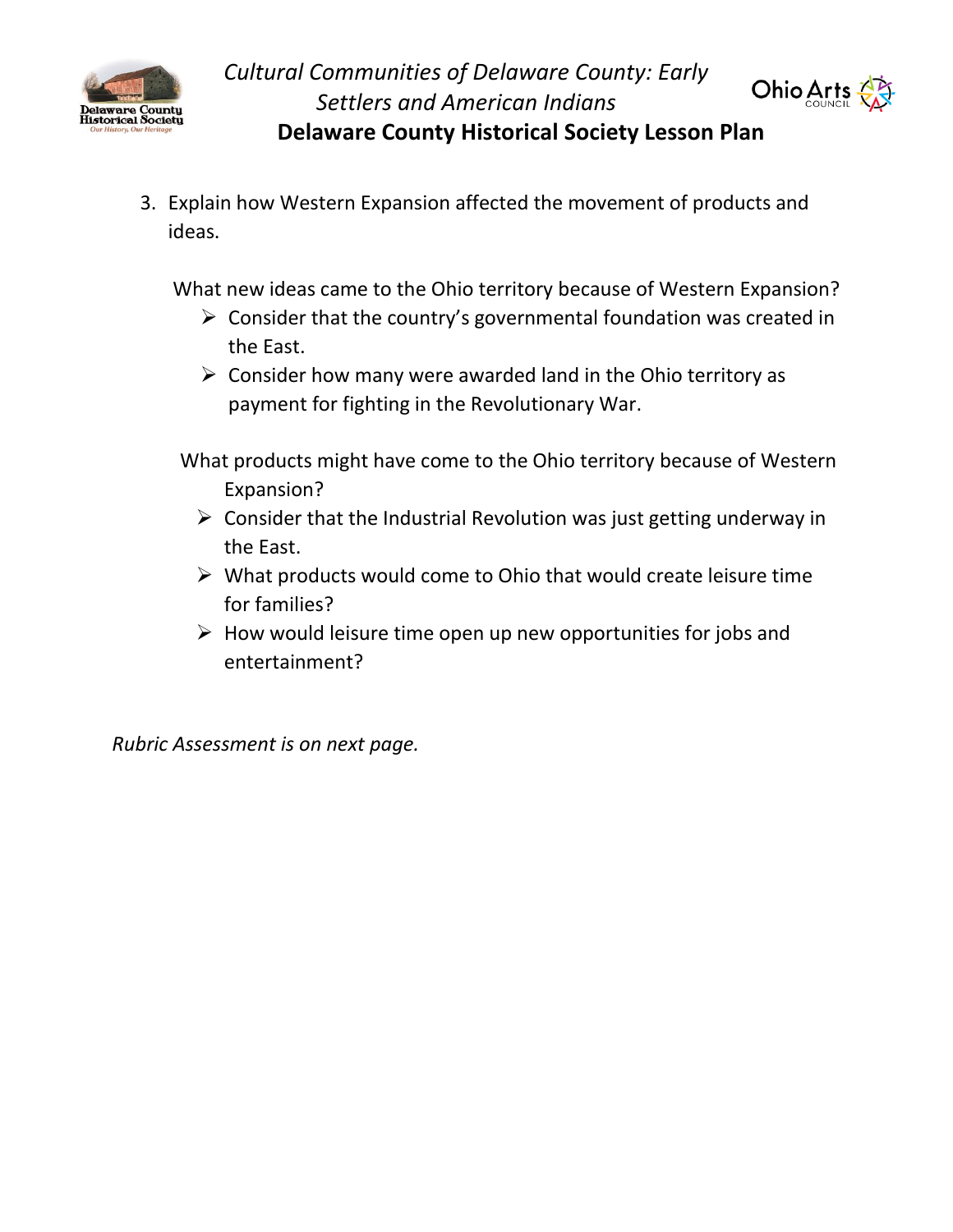3. Explain how Western Expansion affected the movement of products and ideas.

   What new ideas came to the Ohio territory because of Western Expansion?

   - Consider that the country's governmental foundation was created in the East.
   - Consider how many were awarded land in the Ohio territory as payment for fighting in the Revolutionary War.

   What products might have come to the Ohio territory because of Western Expansion?

   - Consider that the Industrial Revolution was just getting underway in the East.
   - What products would come to Ohio that would create leisure time for families?
   - How would leisure time open up new opportunities for jobs and entertainment?

*Rubric Assessment is on next page.*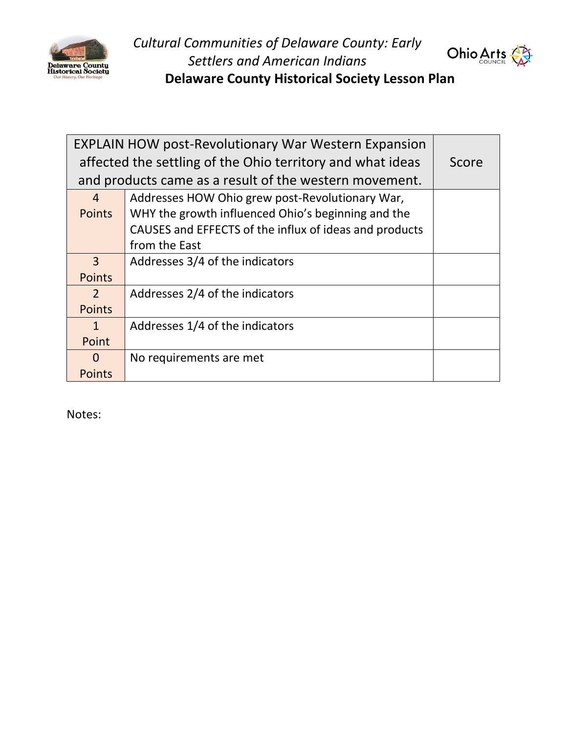| EXPLAIN HOW post-Revolutionary War Western Expansion affected the settling of the Ohio territory and what ideas and products came as a result of the western movement. | | Score |
|---|---|---|
| 4 Points | Addresses HOW Ohio grew post-Revolutionary War, WHY the growth influenced Ohio's beginning and the CAUSES and EFFECTS of the influx of ideas and products from the East | |
| 3 Points | Addresses 3/4 of the indicators | |
| 2 Points | Addresses 2/4 of the indicators | |
| 1 Point | Addresses 1/4 of the indicators | |
| 0 Points | No requirements are met | |

Notes: